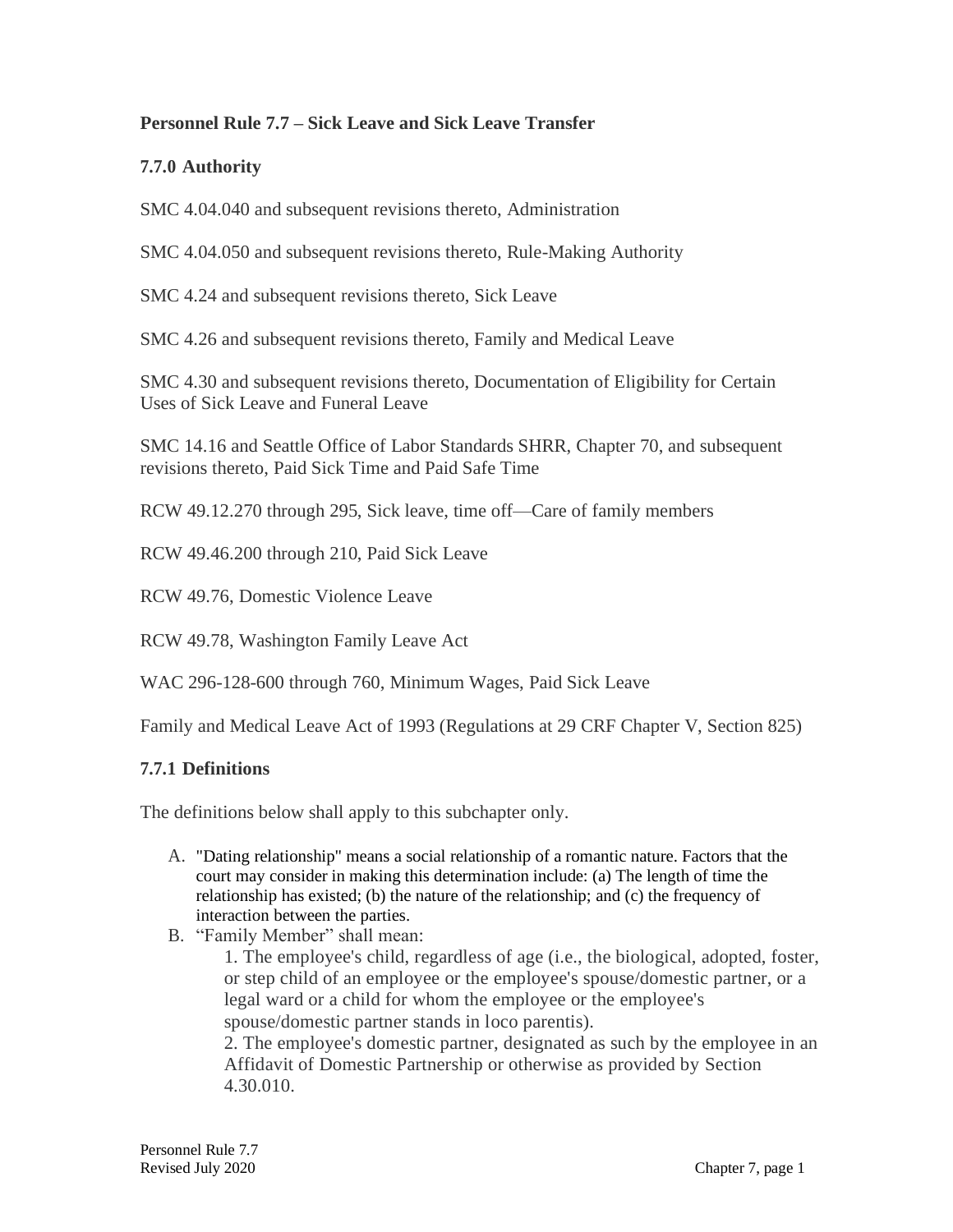**Personnel Rule 7.7 – Sick Leave and Sick Leave Transfer**

**7.7.0 Authority**

SMC 4.04.040 and subsequent revisions thereto, Administration

SMC 4.04.050 and subsequent revisions thereto, Rule-Making Authority

SMC 4.24 and subsequent revisions thereto, Sick Leave

SMC 4.26 and subsequent revisions thereto, Family and Medical Leave

SMC 4.30 and subsequent revisions thereto, Documentation of Eligibility for Certain Uses of Sick Leave and Funeral Leave

SMC 14.16 and Seattle Office of Labor Standards SHRR, Chapter 70, and subsequent revisions thereto, Paid Sick Time and Paid Safe Time

RCW 49.12.270 through 295, Sick leave, time off—Care of family members

RCW 49.46.200 through 210, Paid Sick Leave

RCW 49.76, Domestic Violence Leave

RCW 49.78, Washington Family Leave Act

WAC 296-128-600 through 760, Minimum Wages, Paid Sick Leave

Family and Medical Leave Act of 1993 (Regulations at 29 CRF Chapter V, Section 825)

**7.7.1 Definitions**

The definitions below shall apply to this subchapter only.

A. "Dating relationship" means a social relationship of a romantic nature. Factors that the court may consider in making this determination include: (a) The length of time the relationship has existed; (b) the nature of the relationship; and (c) the frequency of interaction between the parties.

B. "Family Member" shall mean:

   1. The employee's child, regardless of age (i.e., the biological, adopted, foster, or step child of an employee or the employee's spouse/domestic partner, or a legal ward or a child for whom the employee or the employee's spouse/domestic partner stands in loco parentis).

   2. The employee's domestic partner, designated as such by the employee in an Affidavit of Domestic Partnership or otherwise as provided by Section 4.30.010.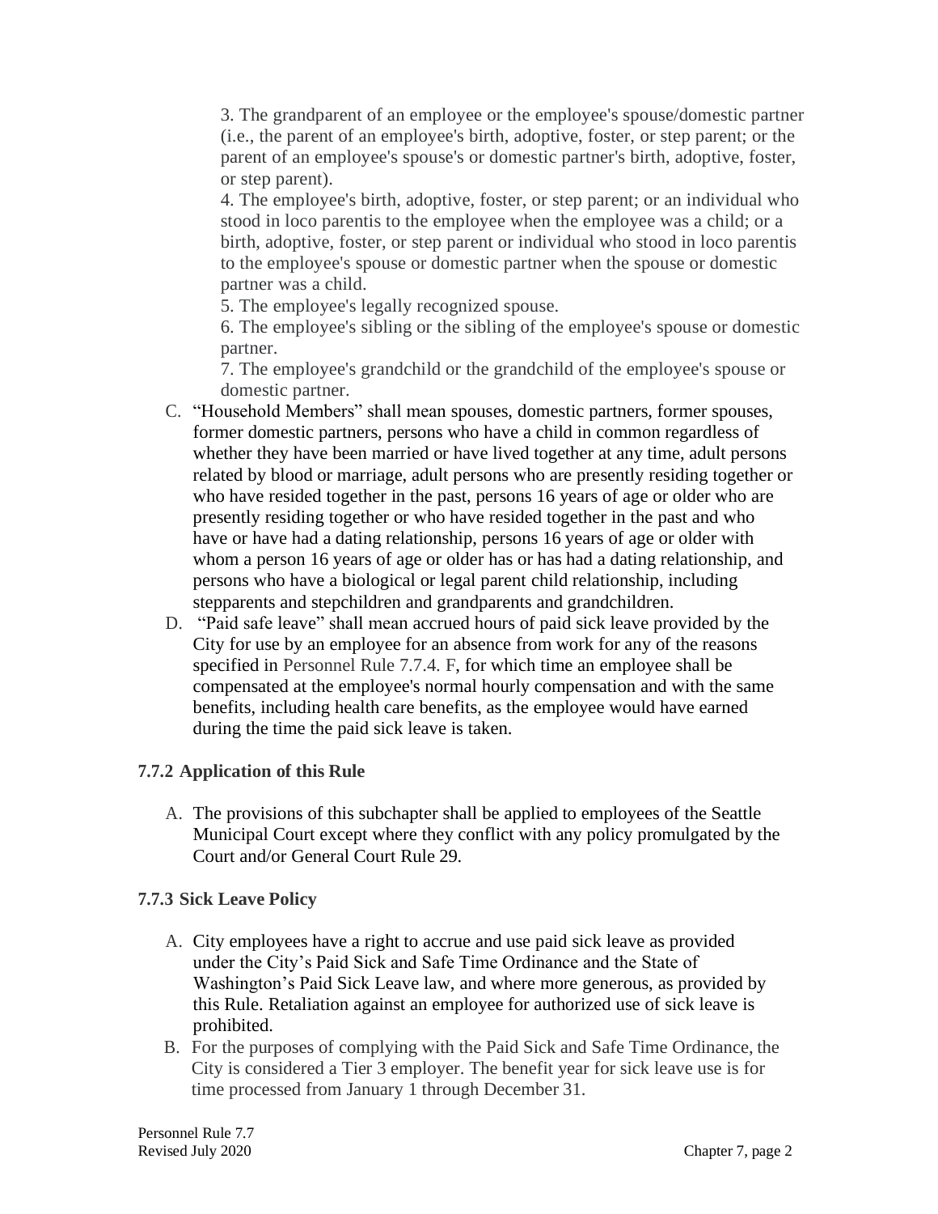3. The grandparent of an employee or the employee's spouse/domestic partner (i.e., the parent of an employee's birth, adoptive, foster, or step parent; or the parent of an employee's spouse's or domestic partner's birth, adoptive, foster, or step parent).
4. The employee's birth, adoptive, foster, or step parent; or an individual who stood in loco parentis to the employee when the employee was a child; or a birth, adoptive, foster, or step parent or individual who stood in loco parentis to the employee's spouse or domestic partner when the spouse or domestic partner was a child.
5. The employee's legally recognized spouse.
6. The employee's sibling or the sibling of the employee's spouse or domestic partner.
7. The employee's grandchild or the grandchild of the employee's spouse or domestic partner.

C. "Household Members" shall mean spouses, domestic partners, former spouses, former domestic partners, persons who have a child in common regardless of whether they have been married or have lived together at any time, adult persons related by blood or marriage, adult persons who are presently residing together or who have resided together in the past, persons 16 years of age or older who are presently residing together or who have resided together in the past and who have or have had a dating relationship, persons 16 years of age or older with whom a person 16 years of age or older has or has had a dating relationship, and persons who have a biological or legal parent child relationship, including stepparents and stepchildren and grandparents and grandchildren.

D. "Paid safe leave" shall mean accrued hours of paid sick leave provided by the City for use by an employee for an absence from work for any of the reasons specified in Personnel Rule 7.7.4. F, for which time an employee shall be compensated at the employee's normal hourly compensation and with the same benefits, including health care benefits, as the employee would have earned during the time the paid sick leave is taken.

### 7.7.2 Application of this Rule

A. The provisions of this subchapter shall be applied to employees of the Seattle Municipal Court except where they conflict with any policy promulgated by the Court and/or General Court Rule 29.

### 7.7.3 Sick Leave Policy

A. City employees have a right to accrue and use paid sick leave as provided under the City's Paid Sick and Safe Time Ordinance and the State of Washington's Paid Sick Leave law, and where more generous, as provided by this Rule. Retaliation against an employee for authorized use of sick leave is prohibited.

B. For the purposes of complying with the Paid Sick and Safe Time Ordinance, the City is considered a Tier 3 employer. The benefit year for sick leave use is for time processed from January 1 through December 31.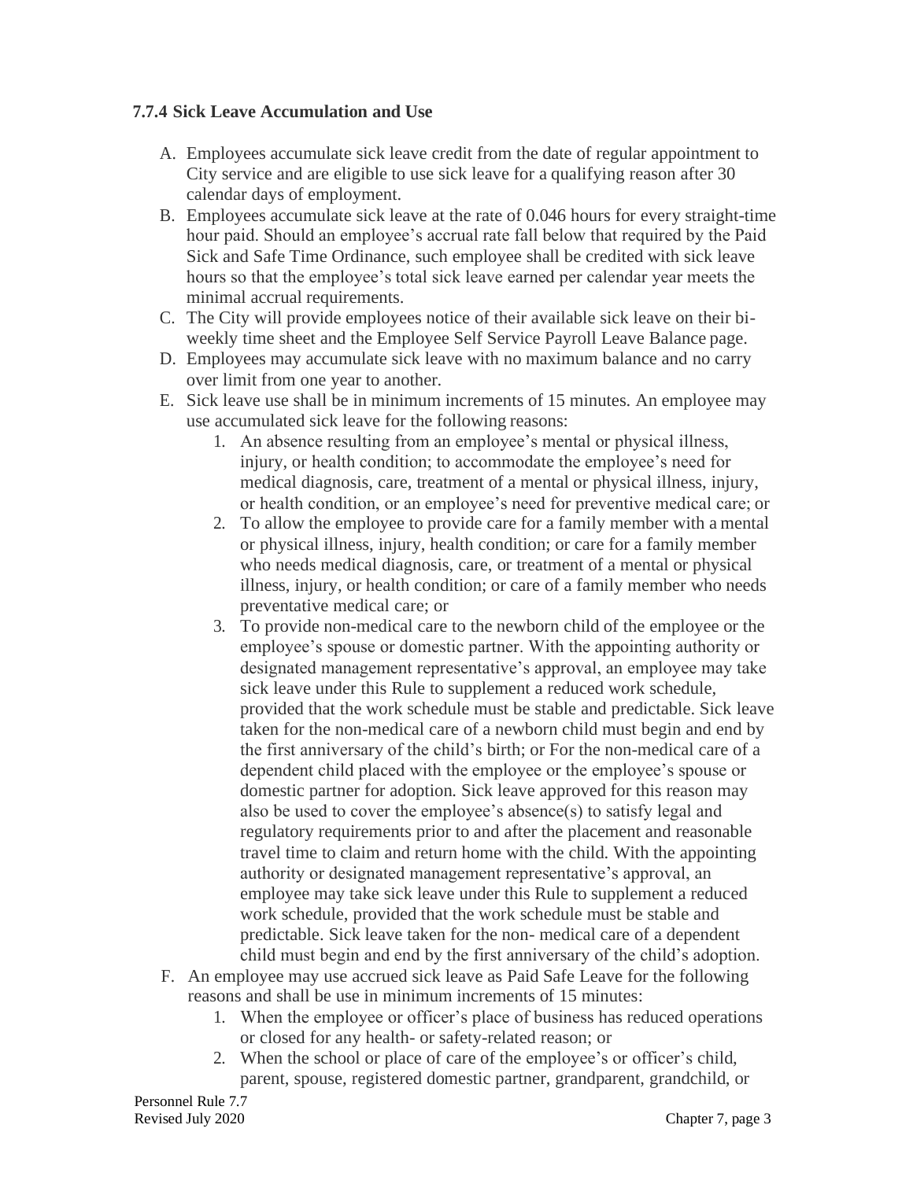### 7.7.4 Sick Leave Accumulation and Use

A. Employees accumulate sick leave credit from the date of regular appointment to City service and are eligible to use sick leave for a qualifying reason after 30 calendar days of employment.

B. Employees accumulate sick leave at the rate of 0.046 hours for every straight-time hour paid. Should an employee's accrual rate fall below that required by the Paid Sick and Safe Time Ordinance, such employee shall be credited with sick leave hours so that the employee's total sick leave earned per calendar year meets the minimal accrual requirements.

C. The City will provide employees notice of their available sick leave on their bi-weekly time sheet and the Employee Self Service Payroll Leave Balance page.

D. Employees may accumulate sick leave with no maximum balance and no carry over limit from one year to another.

E. Sick leave use shall be in minimum increments of 15 minutes. An employee may use accumulated sick leave for the following reasons:

   1. An absence resulting from an employee's mental or physical illness, injury, or health condition; to accommodate the employee's need for medical diagnosis, care, treatment of a mental or physical illness, injury, or health condition, or an employee's need for preventive medical care; or
   2. To allow the employee to provide care for a family member with a mental or physical illness, injury, health condition; or care for a family member who needs medical diagnosis, care, or treatment of a mental or physical illness, injury, or health condition; or care of a family member who needs preventative medical care; or
   3. To provide non-medical care to the newborn child of the employee or the employee's spouse or domestic partner. With the appointing authority or designated management representative's approval, an employee may take sick leave under this Rule to supplement a reduced work schedule, provided that the work schedule must be stable and predictable. Sick leave taken for the non-medical care of a newborn child must begin and end by the first anniversary of the child's birth; or For the non-medical care of a dependent child placed with the employee or the employee's spouse or domestic partner for adoption. Sick leave approved for this reason may also be used to cover the employee's absence(s) to satisfy legal and regulatory requirements prior to and after the placement and reasonable travel time to claim and return home with the child. With the appointing authority or designated management representative's approval, an employee may take sick leave under this Rule to supplement a reduced work schedule, provided that the work schedule must be stable and predictable. Sick leave taken for the non- medical care of a dependent child must begin and end by the first anniversary of the child's adoption.

F. An employee may use accrued sick leave as Paid Safe Leave for the following reasons and shall be use in minimum increments of 15 minutes:

   1. When the employee or officer's place of business has reduced operations or closed for any health- or safety-related reason; or
   2. When the school or place of care of the employee's or officer's child, parent, spouse, registered domestic partner, grandparent, grandchild, or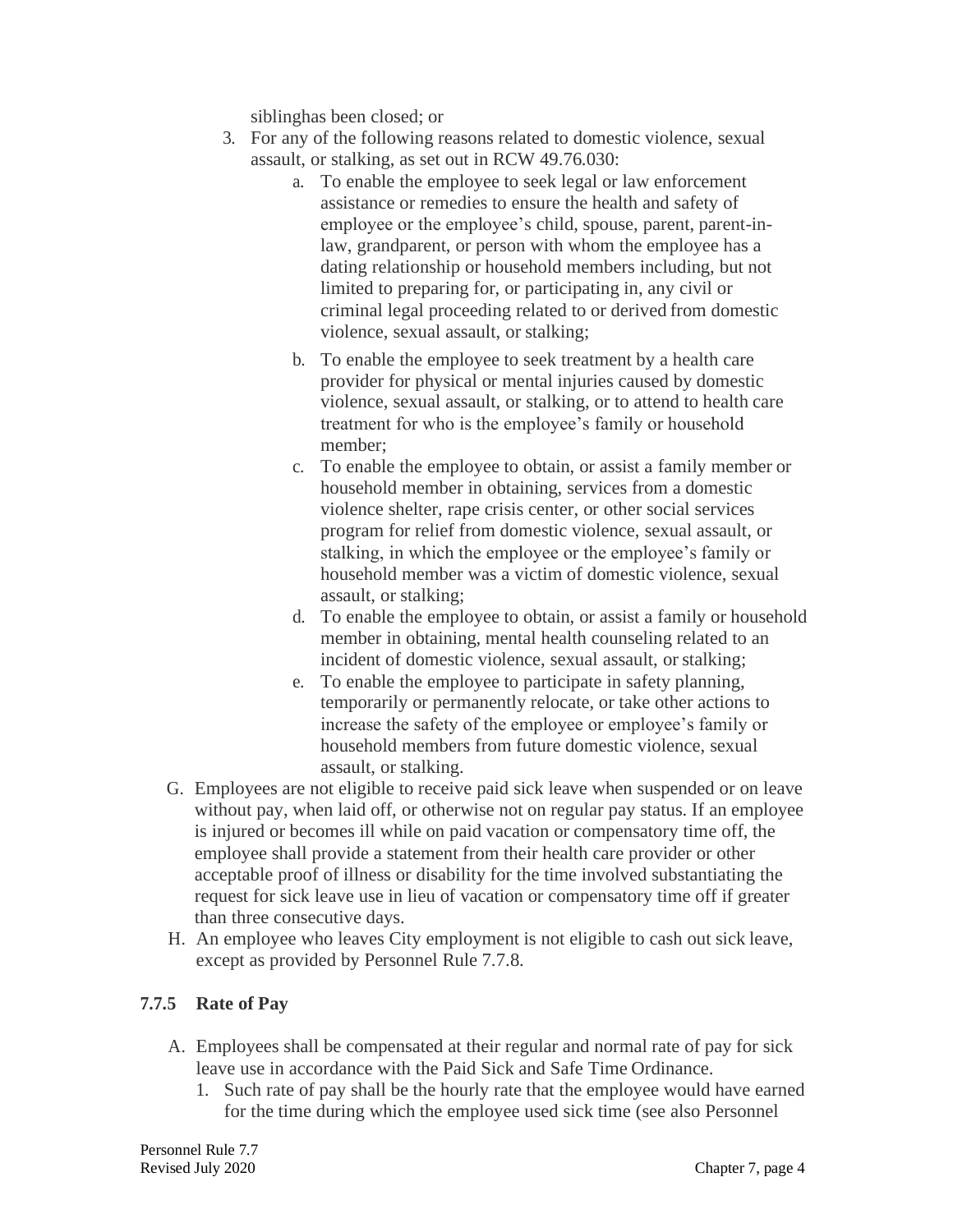siblinghas been closed; or

3. For any of the following reasons related to domestic violence, sexual assault, or stalking, as set out in RCW 49.76.030:
   a. To enable the employee to seek legal or law enforcement assistance or remedies to ensure the health and safety of employee or the employee's child, spouse, parent, parent-in-law, grandparent, or person with whom the employee has a dating relationship or household members including, but not limited to preparing for, or participating in, any civil or criminal legal proceeding related to or derived from domestic violence, sexual assault, or stalking;
   b. To enable the employee to seek treatment by a health care provider for physical or mental injuries caused by domestic violence, sexual assault, or stalking, or to attend to health care treatment for who is the employee's family or household member;
   c. To enable the employee to obtain, or assist a family member or household member in obtaining, services from a domestic violence shelter, rape crisis center, or other social services program for relief from domestic violence, sexual assault, or stalking, in which the employee or the employee's family or household member was a victim of domestic violence, sexual assault, or stalking;
   d. To enable the employee to obtain, or assist a family or household member in obtaining, mental health counseling related to an incident of domestic violence, sexual assault, or stalking;
   e. To enable the employee to participate in safety planning, temporarily or permanently relocate, or take other actions to increase the safety of the employee or employee's family or household members from future domestic violence, sexual assault, or stalking.

G. Employees are not eligible to receive paid sick leave when suspended or on leave without pay, when laid off, or otherwise not on regular pay status. If an employee is injured or becomes ill while on paid vacation or compensatory time off, the employee shall provide a statement from their health care provider or other acceptable proof of illness or disability for the time involved substantiating the request for sick leave use in lieu of vacation or compensatory time off if greater than three consecutive days.

H. An employee who leaves City employment is not eligible to cash out sick leave, except as provided by Personnel Rule 7.7.8.

### 7.7.5 Rate of Pay

A. Employees shall be compensated at their regular and normal rate of pay for sick leave use in accordance with the Paid Sick and Safe Time Ordinance.
   1. Such rate of pay shall be the hourly rate that the employee would have earned for the time during which the employee used sick time (see also Personnel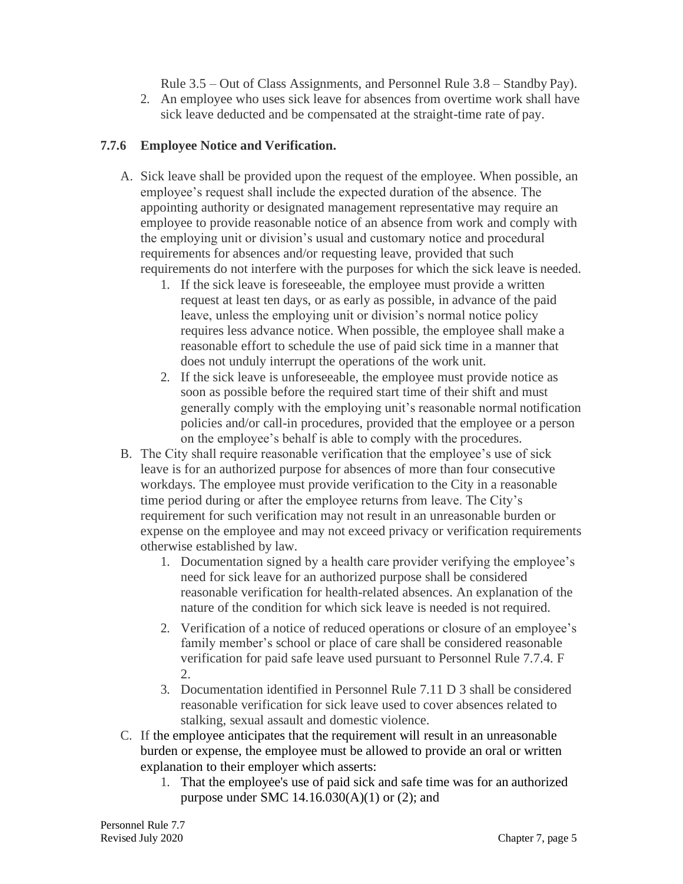Rule 3.5 – Out of Class Assignments, and Personnel Rule 3.8 – Standby Pay).

2. An employee who uses sick leave for absences from overtime work shall have sick leave deducted and be compensated at the straight-time rate of pay.

### 7.7.6 Employee Notice and Verification.

A. Sick leave shall be provided upon the request of the employee. When possible, an employee's request shall include the expected duration of the absence. The appointing authority or designated management representative may require an employee to provide reasonable notice of an absence from work and comply with the employing unit or division's usual and customary notice and procedural requirements for absences and/or requesting leave, provided that such requirements do not interfere with the purposes for which the sick leave is needed.
   1. If the sick leave is foreseeable, the employee must provide a written request at least ten days, or as early as possible, in advance of the paid leave, unless the employing unit or division's normal notice policy requires less advance notice. When possible, the employee shall make a reasonable effort to schedule the use of paid sick time in a manner that does not unduly interrupt the operations of the work unit.
   2. If the sick leave is unforeseeable, the employee must provide notice as soon as possible before the required start time of their shift and must generally comply with the employing unit's reasonable normal notification policies and/or call-in procedures, provided that the employee or a person on the employee's behalf is able to comply with the procedures.

B. The City shall require reasonable verification that the employee's use of sick leave is for an authorized purpose for absences of more than four consecutive workdays. The employee must provide verification to the City in a reasonable time period during or after the employee returns from leave. The City's requirement for such verification may not result in an unreasonable burden or expense on the employee and may not exceed privacy or verification requirements otherwise established by law.
   1. Documentation signed by a health care provider verifying the employee's need for sick leave for an authorized purpose shall be considered reasonable verification for health-related absences. An explanation of the nature of the condition for which sick leave is needed is not required.
   2. Verification of a notice of reduced operations or closure of an employee's family member's school or place of care shall be considered reasonable verification for paid safe leave used pursuant to Personnel Rule 7.7.4. F 2.
   3. Documentation identified in Personnel Rule 7.11 D 3 shall be considered reasonable verification for sick leave used to cover absences related to stalking, sexual assault and domestic violence.

C. If the employee anticipates that the requirement will result in an unreasonable burden or expense, the employee must be allowed to provide an oral or written explanation to their employer which asserts:
   1. That the employee's use of paid sick and safe time was for an authorized purpose under SMC 14.16.030(A)(1) or (2); and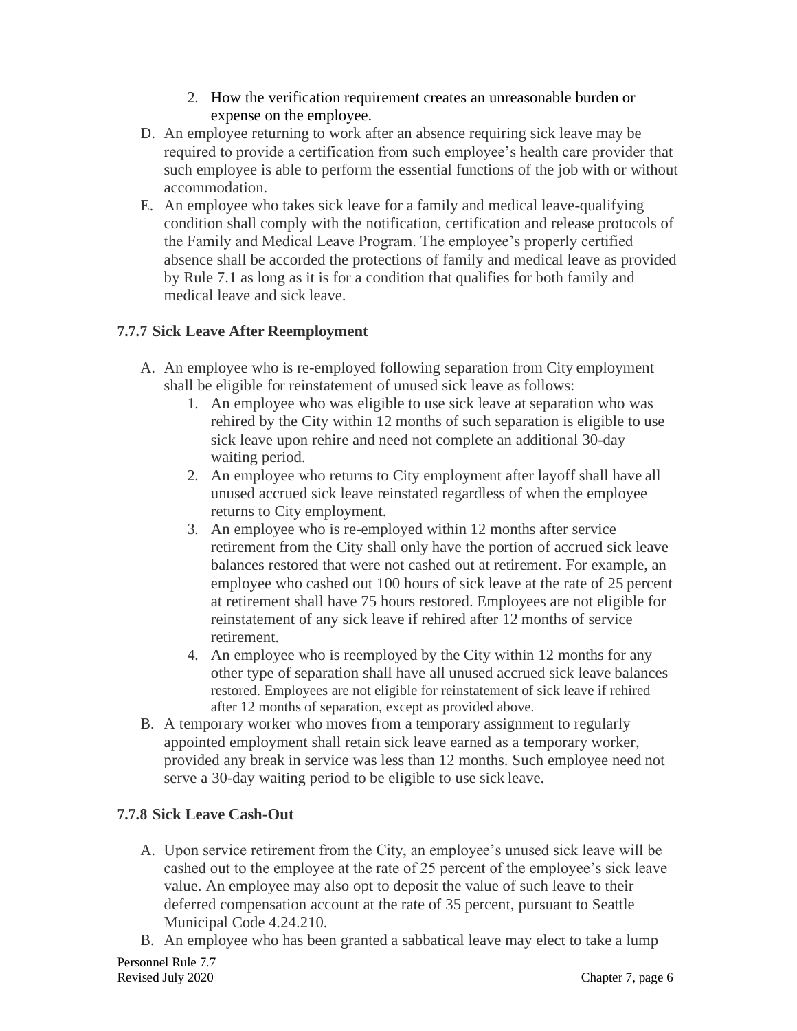2. How the verification requirement creates an unreasonable burden or expense on the employee.

D. An employee returning to work after an absence requiring sick leave may be required to provide a certification from such employee's health care provider that such employee is able to perform the essential functions of the job with or without accommodation.

E. An employee who takes sick leave for a family and medical leave-qualifying condition shall comply with the notification, certification and release protocols of the Family and Medical Leave Program. The employee's properly certified absence shall be accorded the protections of family and medical leave as provided by Rule 7.1 as long as it is for a condition that qualifies for both family and medical leave and sick leave.

### 7.7.7 Sick Leave After Reemployment

A. An employee who is re-employed following separation from City employment shall be eligible for reinstatement of unused sick leave as follows:
   1. An employee who was eligible to use sick leave at separation who was rehired by the City within 12 months of such separation is eligible to use sick leave upon rehire and need not complete an additional 30-day waiting period.
   2. An employee who returns to City employment after layoff shall have all unused accrued sick leave reinstated regardless of when the employee returns to City employment.
   3. An employee who is re-employed within 12 months after service retirement from the City shall only have the portion of accrued sick leave balances restored that were not cashed out at retirement. For example, an employee who cashed out 100 hours of sick leave at the rate of 25 percent at retirement shall have 75 hours restored. Employees are not eligible for reinstatement of any sick leave if rehired after 12 months of service retirement.
   4. An employee who is reemployed by the City within 12 months for any other type of separation shall have all unused accrued sick leave balances restored. Employees are not eligible for reinstatement of sick leave if rehired after 12 months of separation, except as provided above.

B. A temporary worker who moves from a temporary assignment to regularly appointed employment shall retain sick leave earned as a temporary worker, provided any break in service was less than 12 months. Such employee need not serve a 30-day waiting period to be eligible to use sick leave.

### 7.7.8 Sick Leave Cash-Out

A. Upon service retirement from the City, an employee's unused sick leave will be cashed out to the employee at the rate of 25 percent of the employee's sick leave value. An employee may also opt to deposit the value of such leave to their deferred compensation account at the rate of 35 percent, pursuant to Seattle Municipal Code 4.24.210.

B. An employee who has been granted a sabbatical leave may elect to take a lump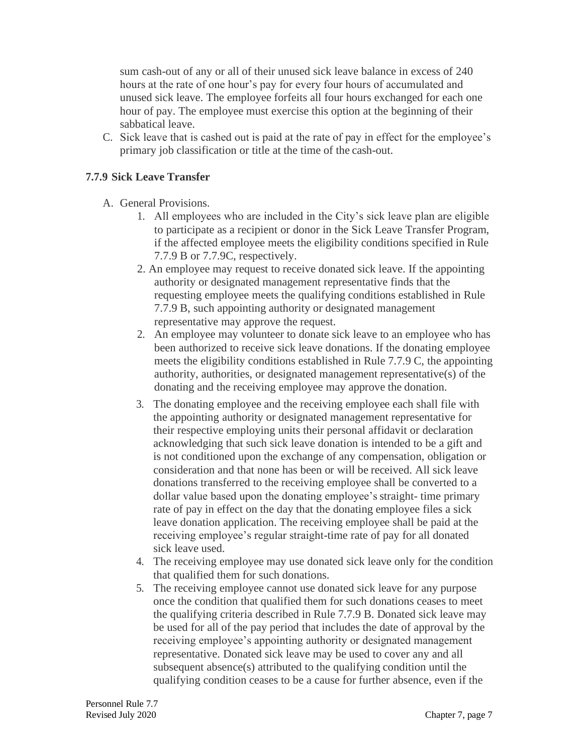sum cash-out of any or all of their unused sick leave balance in excess of 240 hours at the rate of one hour's pay for every four hours of accumulated and unused sick leave. The employee forfeits all four hours exchanged for each one hour of pay. The employee must exercise this option at the beginning of their sabbatical leave.

C. Sick leave that is cashed out is paid at the rate of pay in effect for the employee's primary job classification or title at the time of the cash-out.

### 7.7.9 Sick Leave Transfer

A. General Provisions.

1. All employees who are included in the City's sick leave plan are eligible to participate as a recipient or donor in the Sick Leave Transfer Program, if the affected employee meets the eligibility conditions specified in Rule 7.7.9 B or 7.7.9C, respectively.
2. An employee may request to receive donated sick leave. If the appointing authority or designated management representative finds that the requesting employee meets the qualifying conditions established in Rule 7.7.9 B, such appointing authority or designated management representative may approve the request.
2. An employee may volunteer to donate sick leave to an employee who has been authorized to receive sick leave donations. If the donating employee meets the eligibility conditions established in Rule 7.7.9 C, the appointing authority, authorities, or designated management representative(s) of the donating and the receiving employee may approve the donation.
3. The donating employee and the receiving employee each shall file with the appointing authority or designated management representative for their respective employing units their personal affidavit or declaration acknowledging that such sick leave donation is intended to be a gift and is not conditioned upon the exchange of any compensation, obligation or consideration and that none has been or will be received. All sick leave donations transferred to the receiving employee shall be converted to a dollar value based upon the donating employee's straight- time primary rate of pay in effect on the day that the donating employee files a sick leave donation application. The receiving employee shall be paid at the receiving employee's regular straight-time rate of pay for all donated sick leave used.
4. The receiving employee may use donated sick leave only for the condition that qualified them for such donations.
5. The receiving employee cannot use donated sick leave for any purpose once the condition that qualified them for such donations ceases to meet the qualifying criteria described in Rule 7.7.9 B. Donated sick leave may be used for all of the pay period that includes the date of approval by the receiving employee's appointing authority or designated management representative. Donated sick leave may be used to cover any and all subsequent absence(s) attributed to the qualifying condition until the qualifying condition ceases to be a cause for further absence, even if the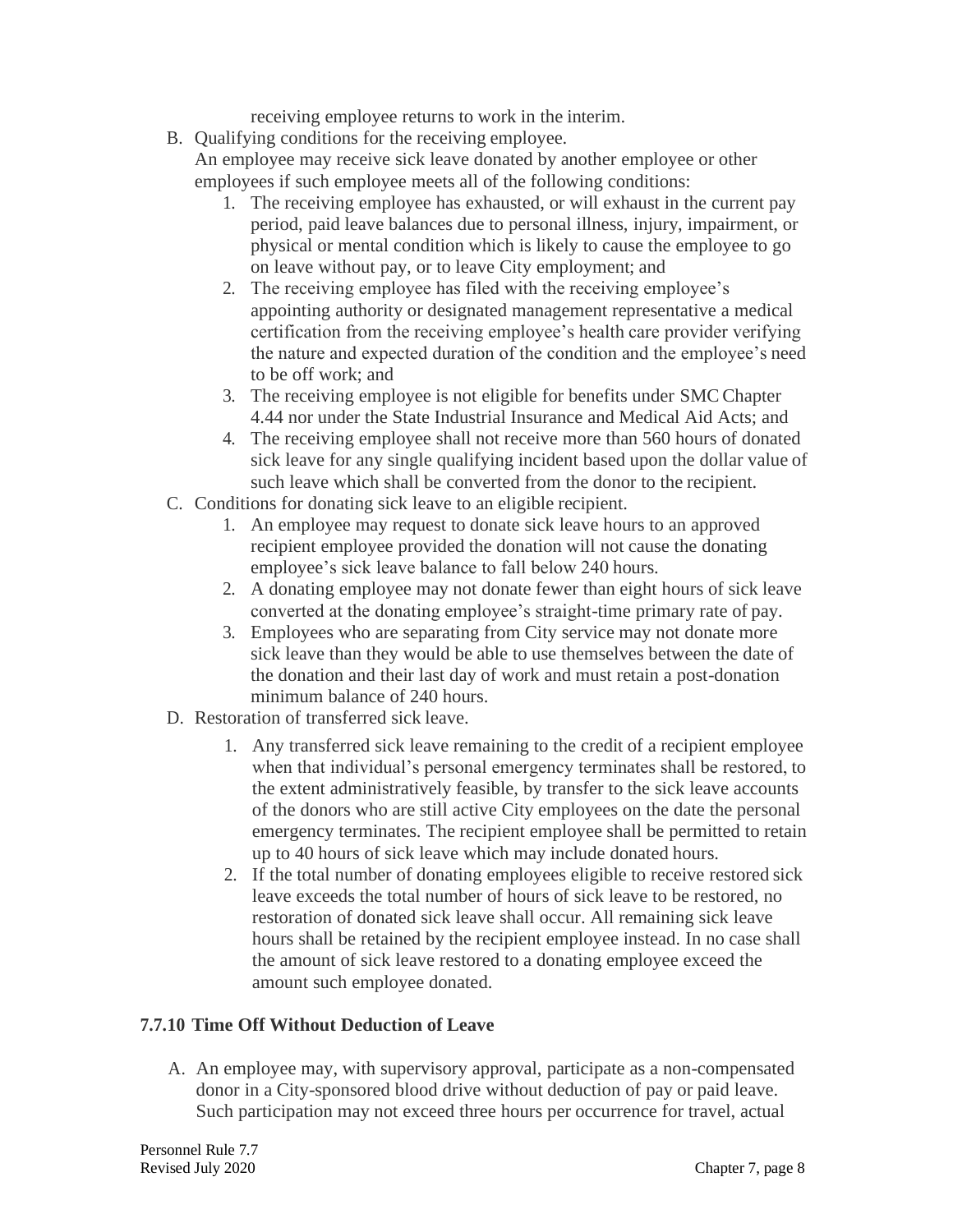receiving employee returns to work in the interim.

B. Qualifying conditions for the receiving employee.
   An employee may receive sick leave donated by another employee or other employees if such employee meets all of the following conditions:
   1. The receiving employee has exhausted, or will exhaust in the current pay period, paid leave balances due to personal illness, injury, impairment, or physical or mental condition which is likely to cause the employee to go on leave without pay, or to leave City employment; and
   2. The receiving employee has filed with the receiving employee's appointing authority or designated management representative a medical certification from the receiving employee's health care provider verifying the nature and expected duration of the condition and the employee's need to be off work; and
   3. The receiving employee is not eligible for benefits under SMC Chapter 4.44 nor under the State Industrial Insurance and Medical Aid Acts; and
   4. The receiving employee shall not receive more than 560 hours of donated sick leave for any single qualifying incident based upon the dollar value of such leave which shall be converted from the donor to the recipient.

C. Conditions for donating sick leave to an eligible recipient.
   1. An employee may request to donate sick leave hours to an approved recipient employee provided the donation will not cause the donating employee's sick leave balance to fall below 240 hours.
   2. A donating employee may not donate fewer than eight hours of sick leave converted at the donating employee's straight-time primary rate of pay.
   3. Employees who are separating from City service may not donate more sick leave than they would be able to use themselves between the date of the donation and their last day of work and must retain a post-donation minimum balance of 240 hours.

D. Restoration of transferred sick leave.
   1. Any transferred sick leave remaining to the credit of a recipient employee when that individual's personal emergency terminates shall be restored, to the extent administratively feasible, by transfer to the sick leave accounts of the donors who are still active City employees on the date the personal emergency terminates. The recipient employee shall be permitted to retain up to 40 hours of sick leave which may include donated hours.
   2. If the total number of donating employees eligible to receive restored sick leave exceeds the total number of hours of sick leave to be restored, no restoration of donated sick leave shall occur. All remaining sick leave hours shall be retained by the recipient employee instead. In no case shall the amount of sick leave restored to a donating employee exceed the amount such employee donated.

### 7.7.10 Time Off Without Deduction of Leave

A. An employee may, with supervisory approval, participate as a non-compensated donor in a City-sponsored blood drive without deduction of pay or paid leave. Such participation may not exceed three hours per occurrence for travel, actual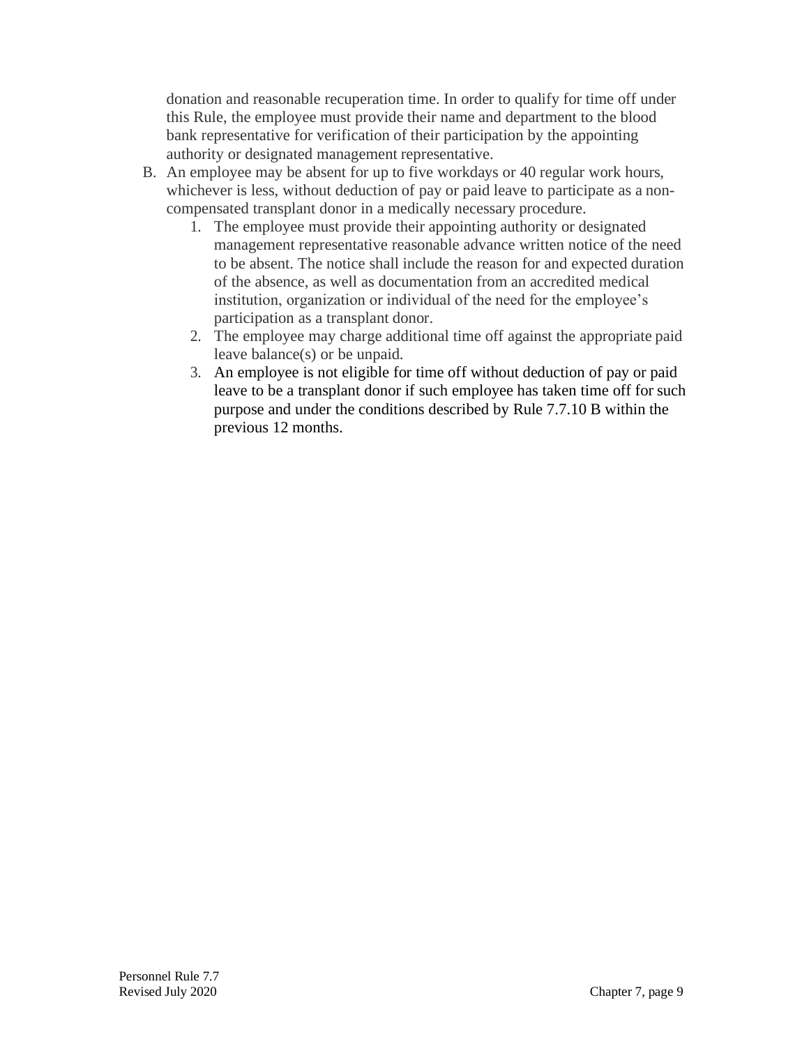donation and reasonable recuperation time. In order to qualify for time off under this Rule, the employee must provide their name and department to the blood bank representative for verification of their participation by the appointing authority or designated management representative.

B. An employee may be absent for up to five workdays or 40 regular work hours, whichever is less, without deduction of pay or paid leave to participate as a non-compensated transplant donor in a medically necessary procedure.
   1. The employee must provide their appointing authority or designated management representative reasonable advance written notice of the need to be absent. The notice shall include the reason for and expected duration of the absence, as well as documentation from an accredited medical institution, organization or individual of the need for the employee's participation as a transplant donor.
   2. The employee may charge additional time off against the appropriate paid leave balance(s) or be unpaid.
   3. An employee is not eligible for time off without deduction of pay or paid leave to be a transplant donor if such employee has taken time off for such purpose and under the conditions described by Rule 7.7.10 B within the previous 12 months.